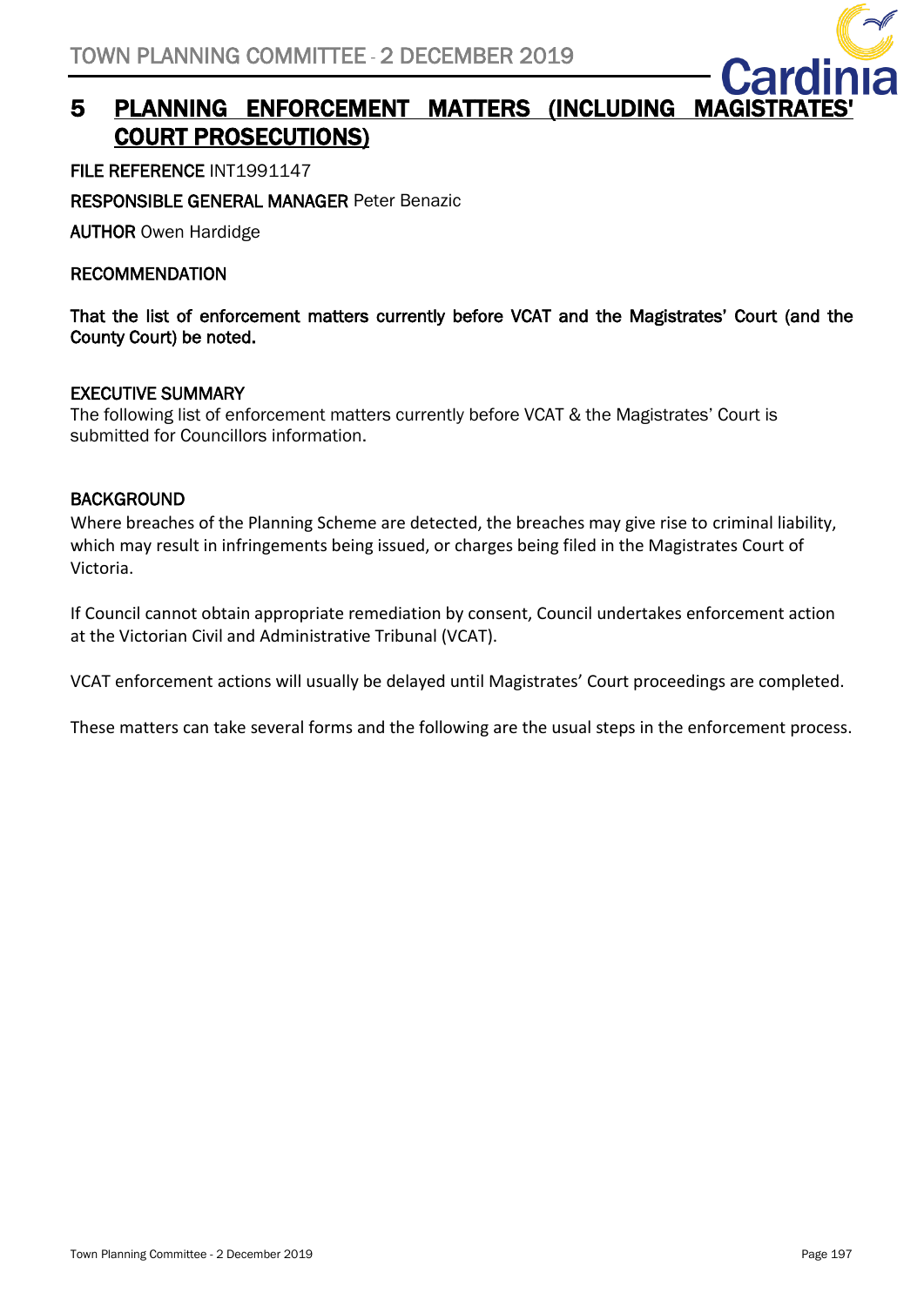# 5 PLANNING ENFORCEMENT MATTERS (INCLUDING MAGISTRATES' COURT PROSECUTIONS)

**FILE REFERENCE** INT1991147

**RESPONSIBLE GENERAL MANAGER** Peter Benazic

**AUTHOR** Owen Hardidge

**RECOMMENDATION**

**That the list of enforcement matters currently before VCAT and the Magistrates' Court (and the County Court) be noted.**

**EXECUTIVE SUMMARY**

The following list of enforcement matters currently before VCAT & the Magistrates' Court is submitted for Councillors information.

**BACKGROUND**

Where breaches of the Planning Scheme are detected, the breaches may give rise to criminal liability, which may result in infringements being issued, or charges being filed in the Magistrates Court of Victoria.

If Council cannot obtain appropriate remediation by consent, Council undertakes enforcement action at the Victorian Civil and Administrative Tribunal (VCAT).

VCAT enforcement actions will usually be delayed until Magistrates' Court proceedings are completed.

These matters can take several forms and the following are the usual steps in the enforcement process.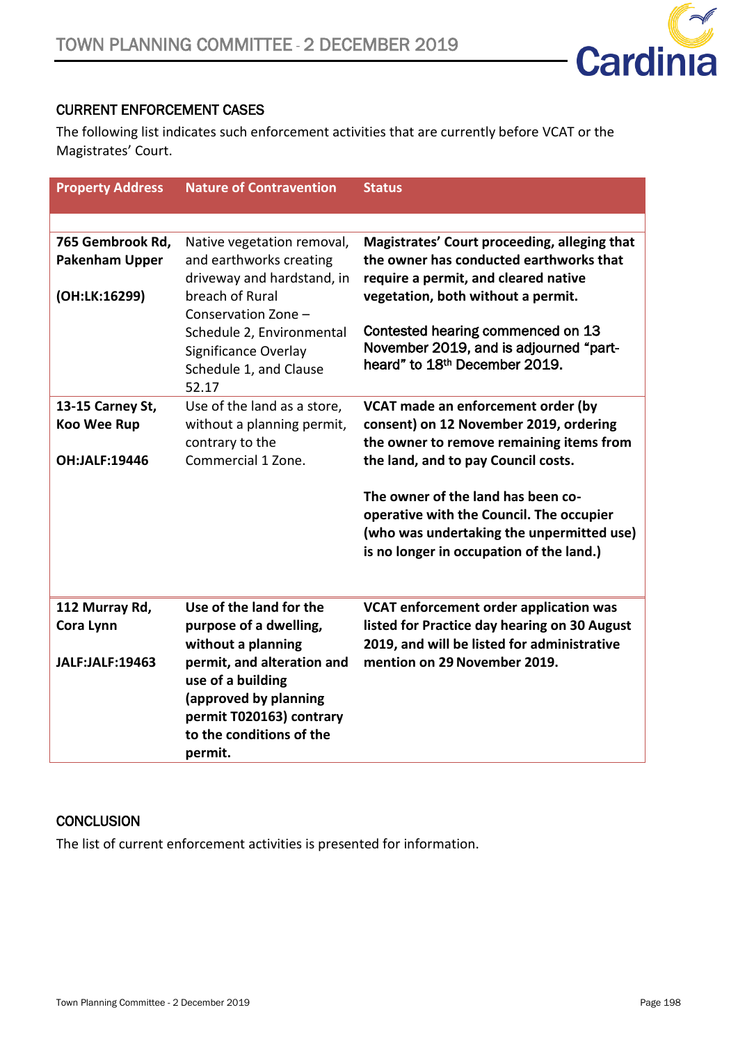## CURRENT ENFORCEMENT CASES

The following list indicates such enforcement activities that are currently before VCAT or the Magistrates' Court.

| Property Address | Nature of Contravention | Status |
|---|---|---|
| | | |
| **765 Gembrook Rd, Pakenham Upper**<br><br>**(OH:LK:16299)** | Native vegetation removal, and earthworks creating driveway and hardstand, in breach of Rural Conservation Zone – Schedule 2, Environmental Significance Overlay Schedule 1, and Clause 52.17 | **Magistrates' Court proceeding, alleging that the owner has conducted earthworks that require a permit, and cleared native vegetation, both without a permit.**<br><br>Contested hearing commenced on 13 November 2019, and is adjourned "part-heard" to 18th December 2019. |
| **13-15 Carney St, Koo Wee Rup**<br><br>**OH:JALF:19446** | Use of the land as a store, without a planning permit, contrary to the Commercial 1 Zone. | **VCAT made an enforcement order (by consent) on 12 November 2019, ordering the owner to remove remaining items from the land, and to pay Council costs.**<br><br>**The owner of the land has been co-operative with the Council. The occupier (who was undertaking the unpermitted use) is no longer in occupation of the land.)** |
| **112 Murray Rd, Cora Lynn**<br><br>**JALF:JALF:19463** | **Use of the land for the purpose of a dwelling, without a planning permit, and alteration and use of a building (approved by planning permit T020163) contrary to the conditions of the permit.** | **VCAT enforcement order application was listed for Practice day hearing on 30 August 2019, and will be listed for administrative mention on 29 November 2019.** |

## CONCLUSION

The list of current enforcement activities is presented for information.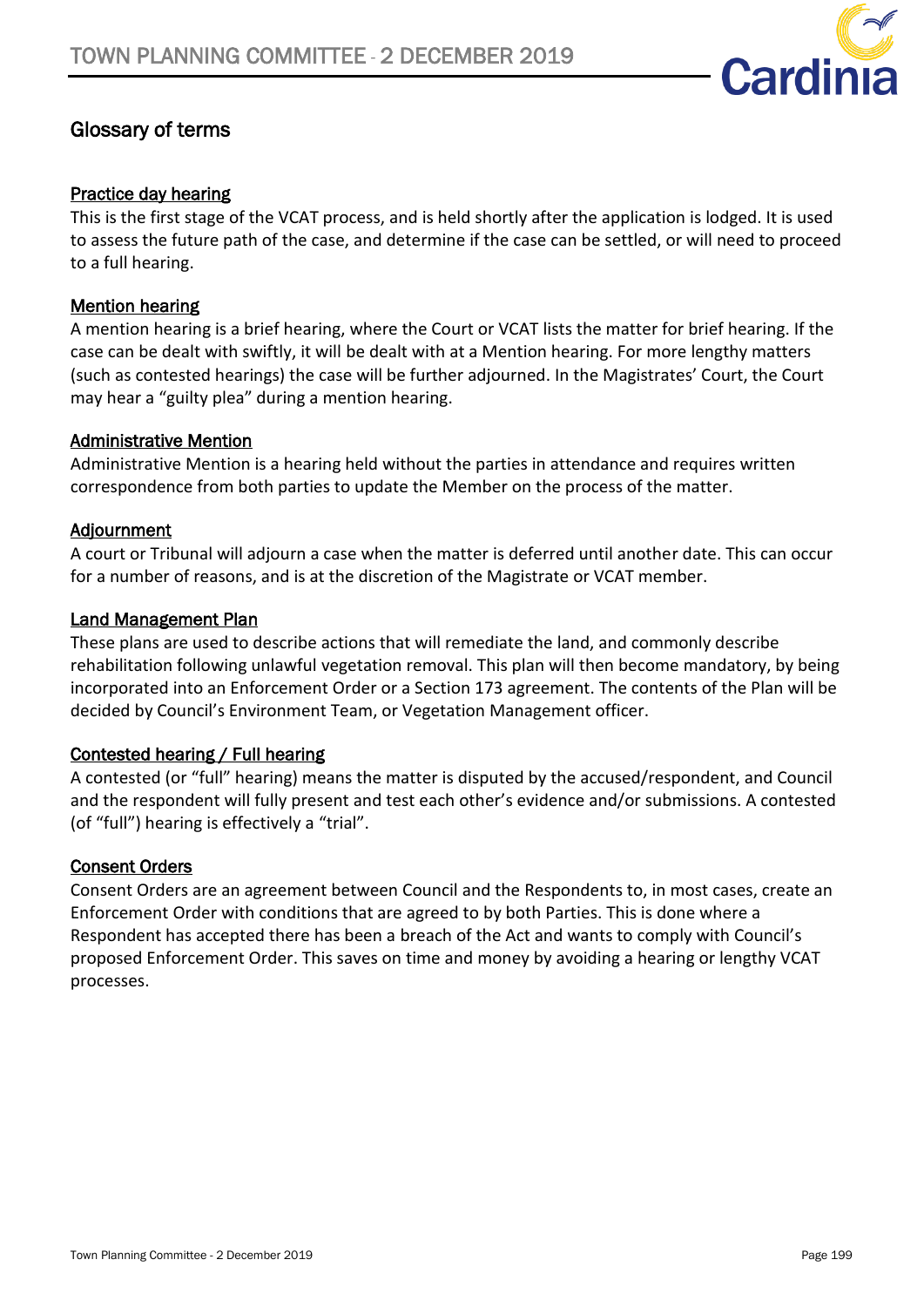## Glossary of terms

<u>**Practice day hearing**</u>

This is the first stage of the VCAT process, and is held shortly after the application is lodged. It is used to assess the future path of the case, and determine if the case can be settled, or will need to proceed to a full hearing.

<u>**Mention hearing**</u>

A mention hearing is a brief hearing, where the Court or VCAT lists the matter for brief hearing. If the case can be dealt with swiftly, it will be dealt with at a Mention hearing. For more lengthy matters (such as contested hearings) the case will be further adjourned. In the Magistrates' Court, the Court may hear a "guilty plea" during a mention hearing.

<u>**Administrative Mention**</u>

Administrative Mention is a hearing held without the parties in attendance and requires written correspondence from both parties to update the Member on the process of the matter.

<u>**Adjournment**</u>

A court or Tribunal will adjourn a case when the matter is deferred until another date. This can occur for a number of reasons, and is at the discretion of the Magistrate or VCAT member.

<u>**Land Management Plan**</u>

These plans are used to describe actions that will remediate the land, and commonly describe rehabilitation following unlawful vegetation removal. This plan will then become mandatory, by being incorporated into an Enforcement Order or a Section 173 agreement. The contents of the Plan will be decided by Council's Environment Team, or Vegetation Management officer.

<u>**Contested hearing / Full hearing**</u>

A contested (or "full" hearing) means the matter is disputed by the accused/respondent, and Council and the respondent will fully present and test each other's evidence and/or submissions. A contested (of "full") hearing is effectively a "trial".

<u>**Consent Orders**</u>

Consent Orders are an agreement between Council and the Respondents to, in most cases, create an Enforcement Order with conditions that are agreed to by both Parties. This is done where a Respondent has accepted there has been a breach of the Act and wants to comply with Council's proposed Enforcement Order. This saves on time and money by avoiding a hearing or lengthy VCAT processes.